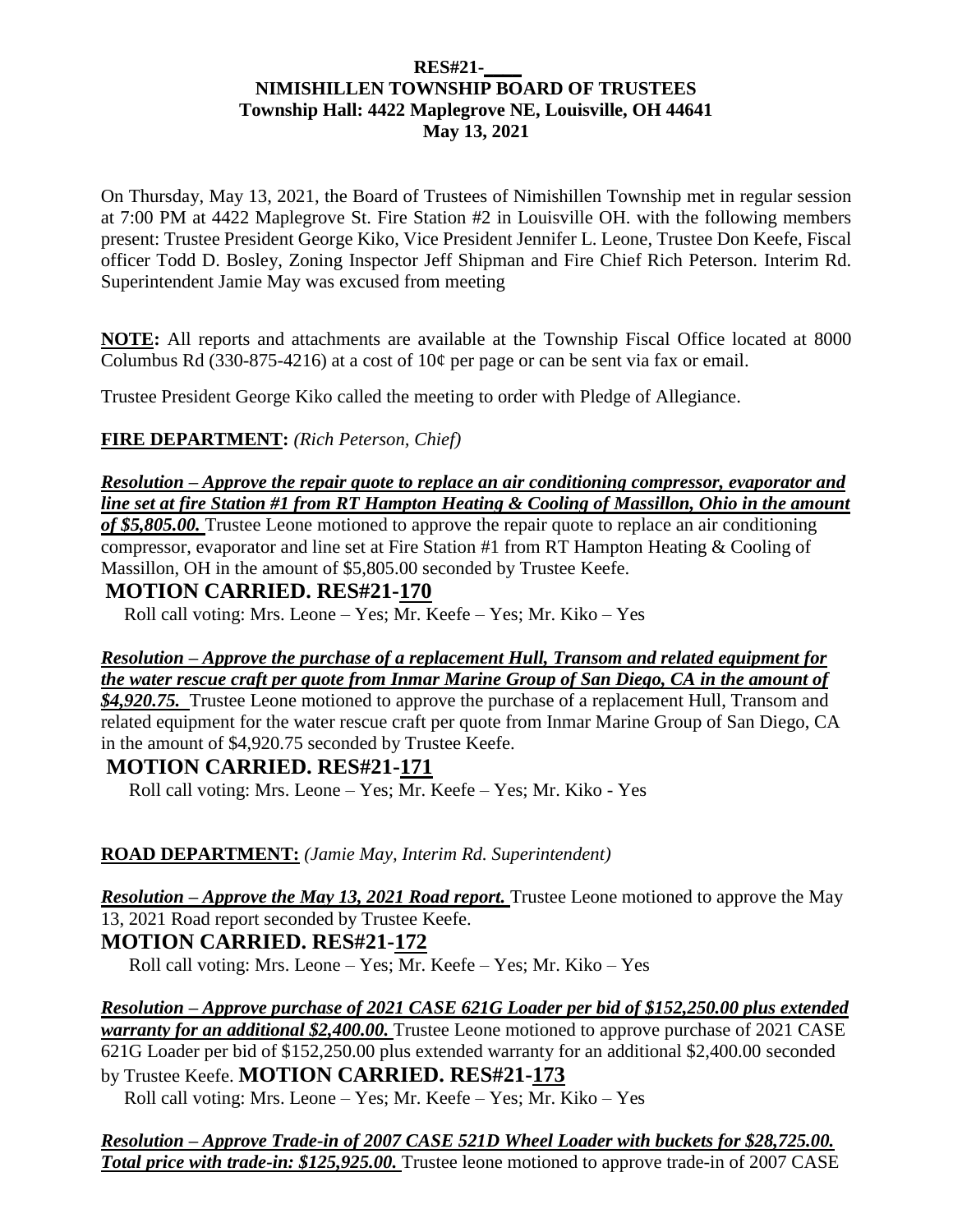**RES#21-\_\_\_\_**
**NIMISHILLEN TOWNSHIP BOARD OF TRUSTEES**
**Township Hall: 4422 Maplegrove NE, Louisville, OH 44641**
**May 13, 2021**

On Thursday, May 13, 2021, the Board of Trustees of Nimishillen Township met in regular session at 7:00 PM at 4422 Maplegrove St. Fire Station #2 in Louisville OH. with the following members present: Trustee President George Kiko, Vice President Jennifer L. Leone, Trustee Don Keefe, Fiscal officer Todd D. Bosley, Zoning Inspector Jeff Shipman and Fire Chief Rich Peterson. Interim Rd. Superintendent Jamie May was excused from meeting

**NOTE:** All reports and attachments are available at the Township Fiscal Office located at 8000 Columbus Rd (330-875-4216) at a cost of 10¢ per page or can be sent via fax or email.

Trustee President George Kiko called the meeting to order with Pledge of Allegiance.

**FIRE DEPARTMENT:** *(Rich Peterson, Chief)*

***Resolution – Approve the repair quote to replace an air conditioning compressor, evaporator and line set at fire Station #1 from RT Hampton Heating & Cooling of Massillon, Ohio in the amount of $5,805.00.*** Trustee Leone motioned to approve the repair quote to replace an air conditioning compressor, evaporator and line set at Fire Station #1 from RT Hampton Heating & Cooling of Massillon, OH in the amount of $5,805.00 seconded by Trustee Keefe.

**MOTION CARRIED. RES#21-170**

Roll call voting: Mrs. Leone – Yes; Mr. Keefe – Yes; Mr. Kiko – Yes

***Resolution – Approve the purchase of a replacement Hull, Transom and related equipment for the water rescue craft per quote from Inmar Marine Group of San Diego, CA in the amount of $4,920.75.*** Trustee Leone motioned to approve the purchase of a replacement Hull, Transom and related equipment for the water rescue craft per quote from Inmar Marine Group of San Diego, CA in the amount of $4,920.75 seconded by Trustee Keefe.

**MOTION CARRIED. RES#21-171**

Roll call voting: Mrs. Leone – Yes; Mr. Keefe – Yes; Mr. Kiko - Yes

**ROAD DEPARTMENT:** *(Jamie May, Interim Rd. Superintendent)*

***Resolution – Approve the May 13, 2021 Road report.*** Trustee Leone motioned to approve the May 13, 2021 Road report seconded by Trustee Keefe.

**MOTION CARRIED. RES#21-172**

Roll call voting: Mrs. Leone – Yes; Mr. Keefe – Yes; Mr. Kiko – Yes

***Resolution – Approve purchase of 2021 CASE 621G Loader per bid of $152,250.00 plus extended warranty for an additional $2,400.00.*** Trustee Leone motioned to approve purchase of 2021 CASE 621G Loader per bid of $152,250.00 plus extended warranty for an additional $2,400.00 seconded by Trustee Keefe. **MOTION CARRIED. RES#21-173**

Roll call voting: Mrs. Leone – Yes; Mr. Keefe – Yes; Mr. Kiko – Yes

***Resolution – Approve Trade-in of 2007 CASE 521D Wheel Loader with buckets for $28,725.00. Total price with trade-in: $125,925.00.*** Trustee leone motioned to approve trade-in of 2007 CASE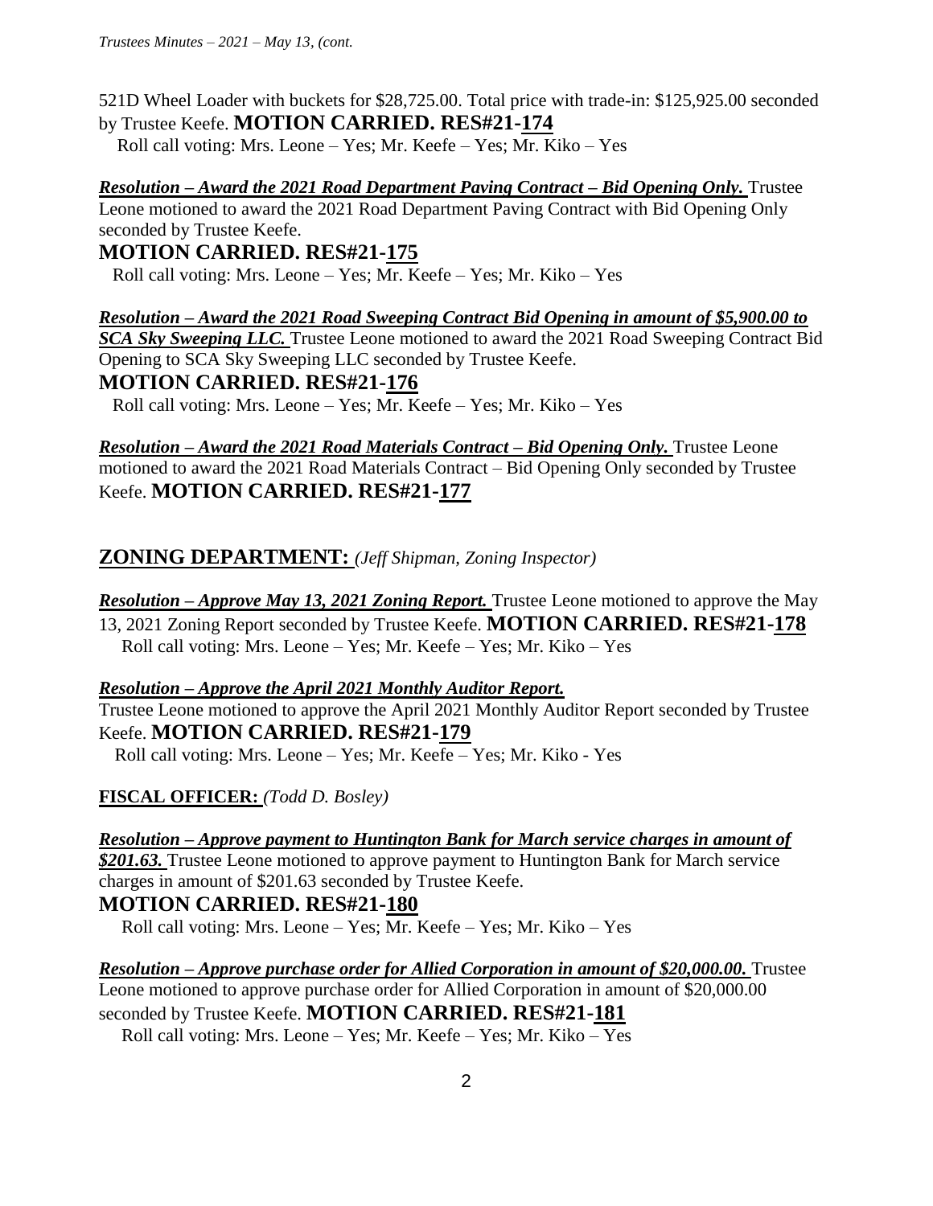521D Wheel Loader with buckets for $28,725.00. Total price with trade-in: $125,925.00 seconded by Trustee Keefe. **MOTION CARRIED. RES#21-174**

Roll call voting: Mrs. Leone – Yes; Mr. Keefe – Yes; Mr. Kiko – Yes

***Resolution – Award the 2021 Road Department Paving Contract – Bid Opening Only.*** Trustee Leone motioned to award the 2021 Road Department Paving Contract with Bid Opening Only seconded by Trustee Keefe.

**MOTION CARRIED. RES#21-175**

Roll call voting: Mrs. Leone – Yes; Mr. Keefe – Yes; Mr. Kiko – Yes

***Resolution – Award the 2021 Road Sweeping Contract Bid Opening in amount of $5,900.00 to SCA Sky Sweeping LLC.*** Trustee Leone motioned to award the 2021 Road Sweeping Contract Bid Opening to SCA Sky Sweeping LLC seconded by Trustee Keefe.

**MOTION CARRIED. RES#21-176**

Roll call voting: Mrs. Leone – Yes; Mr. Keefe – Yes; Mr. Kiko – Yes

***Resolution – Award the 2021 Road Materials Contract – Bid Opening Only.*** Trustee Leone motioned to award the 2021 Road Materials Contract – Bid Opening Only seconded by Trustee Keefe. **MOTION CARRIED. RES#21-177**

## ZONING DEPARTMENT: *(Jeff Shipman, Zoning Inspector)*

***Resolution – Approve May 13, 2021 Zoning Report.*** Trustee Leone motioned to approve the May 13, 2021 Zoning Report seconded by Trustee Keefe. **MOTION CARRIED. RES#21-178**

Roll call voting: Mrs. Leone – Yes; Mr. Keefe – Yes; Mr. Kiko – Yes

***Resolution – Approve the April 2021 Monthly Auditor Report.***

Trustee Leone motioned to approve the April 2021 Monthly Auditor Report seconded by Trustee Keefe. **MOTION CARRIED. RES#21-179**

Roll call voting: Mrs. Leone – Yes; Mr. Keefe – Yes; Mr. Kiko - Yes

**FISCAL OFFICER:** *(Todd D. Bosley)*

***Resolution – Approve payment to Huntington Bank for March service charges in amount of $201.63.*** Trustee Leone motioned to approve payment to Huntington Bank for March service charges in amount of $201.63 seconded by Trustee Keefe.

**MOTION CARRIED. RES#21-180**

Roll call voting: Mrs. Leone – Yes; Mr. Keefe – Yes; Mr. Kiko – Yes

***Resolution – Approve purchase order for Allied Corporation in amount of $20,000.00.*** Trustee Leone motioned to approve purchase order for Allied Corporation in amount of $20,000.00 seconded by Trustee Keefe. **MOTION CARRIED. RES#21-181**

Roll call voting: Mrs. Leone – Yes; Mr. Keefe – Yes; Mr. Kiko – Yes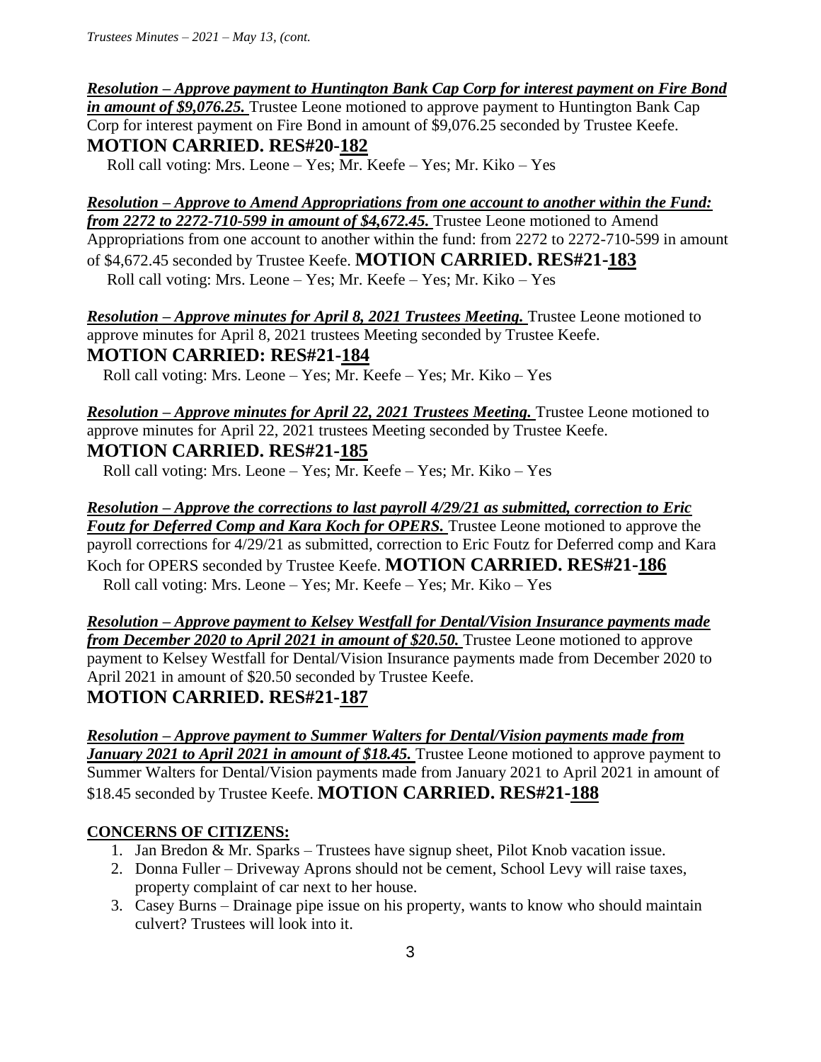***Resolution – Approve payment to Huntington Bank Cap Corp for interest payment on Fire Bond in amount of $9,076.25.*** Trustee Leone motioned to approve payment to Huntington Bank Cap Corp for interest payment on Fire Bond in amount of $9,076.25 seconded by Trustee Keefe.

**MOTION CARRIED. RES#20-182**

Roll call voting: Mrs. Leone – Yes; Mr. Keefe – Yes; Mr. Kiko – Yes

***Resolution – Approve to Amend Appropriations from one account to another within the Fund: from 2272 to 2272-710-599 in amount of $4,672.45.*** Trustee Leone motioned to Amend Appropriations from one account to another within the fund: from 2272 to 2272-710-599 in amount of $4,672.45 seconded by Trustee Keefe. **MOTION CARRIED. RES#21-183**

Roll call voting: Mrs. Leone – Yes; Mr. Keefe – Yes; Mr. Kiko – Yes

***Resolution – Approve minutes for April 8, 2021 Trustees Meeting.*** Trustee Leone motioned to approve minutes for April 8, 2021 trustees Meeting seconded by Trustee Keefe.

**MOTION CARRIED: RES#21-184**

Roll call voting: Mrs. Leone – Yes; Mr. Keefe – Yes; Mr. Kiko – Yes

***Resolution – Approve minutes for April 22, 2021 Trustees Meeting.*** Trustee Leone motioned to approve minutes for April 22, 2021 trustees Meeting seconded by Trustee Keefe.

**MOTION CARRIED. RES#21-185**

Roll call voting: Mrs. Leone – Yes; Mr. Keefe – Yes; Mr. Kiko – Yes

***Resolution – Approve the corrections to last payroll 4/29/21 as submitted, correction to Eric Foutz for Deferred Comp and Kara Koch for OPERS.*** Trustee Leone motioned to approve the payroll corrections for 4/29/21 as submitted, correction to Eric Foutz for Deferred comp and Kara Koch for OPERS seconded by Trustee Keefe. **MOTION CARRIED. RES#21-186**

Roll call voting: Mrs. Leone – Yes; Mr. Keefe – Yes; Mr. Kiko – Yes

***Resolution – Approve payment to Kelsey Westfall for Dental/Vision Insurance payments made from December 2020 to April 2021 in amount of $20.50.*** Trustee Leone motioned to approve payment to Kelsey Westfall for Dental/Vision Insurance payments made from December 2020 to April 2021 in amount of $20.50 seconded by Trustee Keefe.

**MOTION CARRIED. RES#21-187**

***Resolution – Approve payment to Summer Walters for Dental/Vision payments made from January 2021 to April 2021 in amount of $18.45.*** Trustee Leone motioned to approve payment to Summer Walters for Dental/Vision payments made from January 2021 to April 2021 in amount of $18.45 seconded by Trustee Keefe. **MOTION CARRIED. RES#21-188**

**CONCERNS OF CITIZENS:**

1. Jan Bredon & Mr. Sparks – Trustees have signup sheet, Pilot Knob vacation issue.
2. Donna Fuller – Driveway Aprons should not be cement, School Levy will raise taxes, property complaint of car next to her house.
3. Casey Burns – Drainage pipe issue on his property, wants to know who should maintain culvert? Trustees will look into it.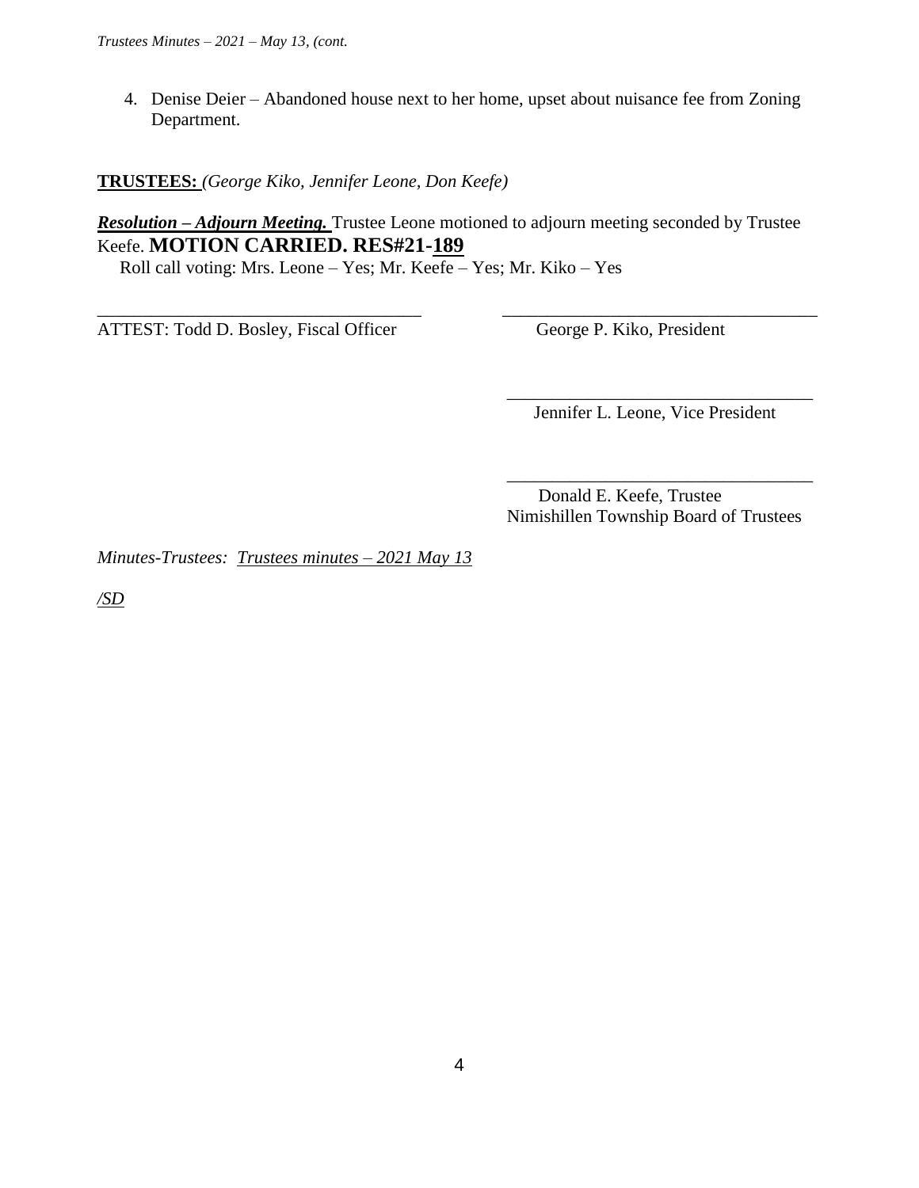4. Denise Deier – Abandoned house next to her home, upset about nuisance fee from Zoning Department.

**TRUSTEES:** *(George Kiko, Jennifer Leone, Don Keefe)*

***Resolution – Adjourn Meeting.*** Trustee Leone motioned to adjourn meeting seconded by Trustee Keefe. **MOTION CARRIED. RES#21-189**

Roll call voting: Mrs. Leone – Yes; Mr. Keefe – Yes; Mr. Kiko – Yes

ATTEST: Todd D. Bosley, Fiscal Officer

George P. Kiko, President

Jennifer L. Leone, Vice President

Donald E. Keefe, Trustee
Nimishillen Township Board of Trustees

*Minutes-Trustees: Trustees minutes – 2021 May 13*

*/SD*